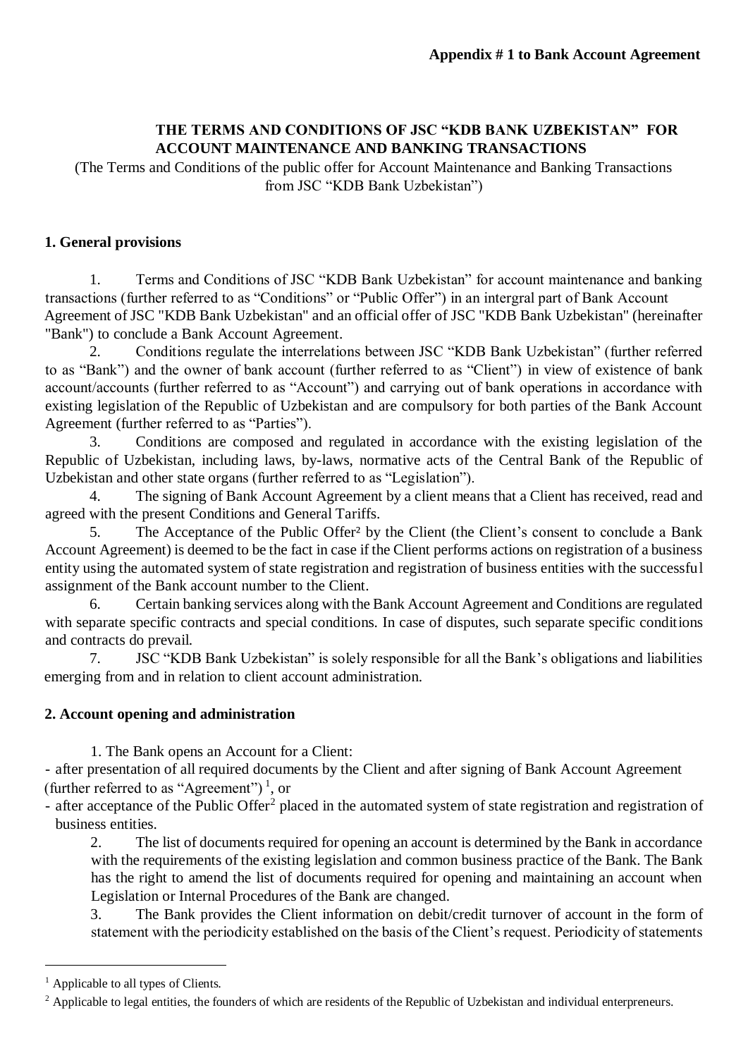**Appendix # 1 to Bank Account Agreement**

# THE TERMS AND CONDITIONS OF JSC "KDB BANK UZBEKISTAN" FOR ACCOUNT MAINTENANCE AND BANKING TRANSACTIONS

(The Terms and Conditions of the public offer for Account Maintenance and Banking Transactions from JSC "KDB Bank Uzbekistan")

## 1. General provisions

1. Terms and Conditions of JSC "KDB Bank Uzbekistan" for account maintenance and banking transactions (further referred to as "Conditions" or "Public Offer") in an intergral part of Bank Account Agreement of JSC "KDB Bank Uzbekistan" and an official offer of JSC "KDB Bank Uzbekistan" (hereinafter "Bank") to conclude a Bank Account Agreement.
2. Conditions regulate the interrelations between JSC "KDB Bank Uzbekistan" (further referred to as "Bank") and the owner of bank account (further referred to as "Client") in view of existence of bank account/accounts (further referred to as "Account") and carrying out of bank operations in accordance with existing legislation of the Republic of Uzbekistan and are compulsory for both parties of the Bank Account Agreement (further referred to as "Parties").
3. Conditions are composed and regulated in accordance with the existing legislation of the Republic of Uzbekistan, including laws, by-laws, normative acts of the Central Bank of the Republic of Uzbekistan and other state organs (further referred to as "Legislation").
4. The signing of Bank Account Agreement by a client means that a Client has received, read and agreed with the present Conditions and General Tariffs.
5. The Acceptance of the Public Offer[2] by the Client (the Client's consent to conclude a Bank Account Agreement) is deemed to be the fact in case if the Client performs actions on registration of a business entity using the automated system of state registration and registration of business entities with the successful assignment of the Bank account number to the Client.
6. Certain banking services along with the Bank Account Agreement and Conditions are regulated with separate specific contracts and special conditions. In case of disputes, such separate specific conditions and contracts do prevail.
7. JSC "KDB Bank Uzbekistan" is solely responsible for all the Bank's obligations and liabilities emerging from and in relation to client account administration.

## 2. Account opening and administration

1. The Bank opens an Account for a Client:

- after presentation of all required documents by the Client and after signing of Bank Account Agreement (further referred to as "Agreement") [1], or
- after acceptance of the Public Offer[2] placed in the automated system of state registration and registration of business entities.

2. The list of documents required for opening an account is determined by the Bank in accordance with the requirements of the existing legislation and common business practice of the Bank. The Bank has the right to amend the list of documents required for opening and maintaining an account when Legislation or Internal Procedures of the Bank are changed.
3. The Bank provides the Client information on debit/credit turnover of account in the form of statement with the periodicity established on the basis of the Client's request. Periodicity of statements

---

[1] Applicable to all types of Clients.

[2] Applicable to legal entities, the founders of which are residents of the Republic of Uzbekistan and individual enterpreneurs.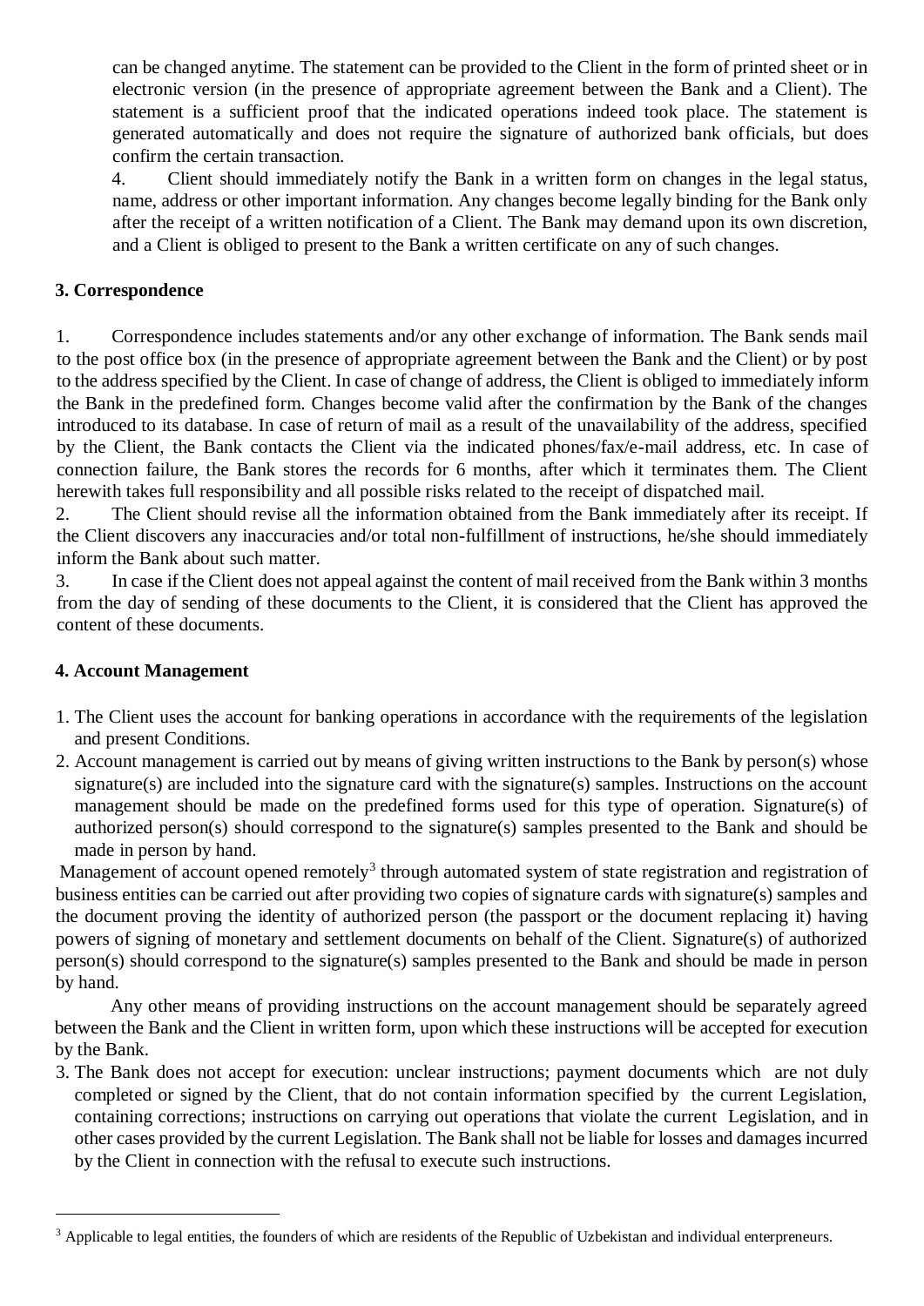can be changed anytime. The statement can be provided to the Client in the form of printed sheet or in electronic version (in the presence of appropriate agreement between the Bank and a Client). The statement is a sufficient proof that the indicated operations indeed took place. The statement is generated automatically and does not require the signature of authorized bank officials, but does confirm the certain transaction.

4. Client should immediately notify the Bank in a written form on changes in the legal status, name, address or other important information. Any changes become legally binding for the Bank only after the receipt of a written notification of a Client. The Bank may demand upon its own discretion, and a Client is obliged to present to the Bank a written certificate on any of such changes.

**3. Correspondence**

1. Correspondence includes statements and/or any other exchange of information. The Bank sends mail to the post office box (in the presence of appropriate agreement between the Bank and the Client) or by post to the address specified by the Client. In case of change of address, the Client is obliged to immediately inform the Bank in the predefined form. Changes become valid after the confirmation by the Bank of the changes introduced to its database. In case of return of mail as a result of the unavailability of the address, specified by the Client, the Bank contacts the Client via the indicated phones/fax/e-mail address, etc. In case of connection failure, the Bank stores the records for 6 months, after which it terminates them. The Client herewith takes full responsibility and all possible risks related to the receipt of dispatched mail.
2. The Client should revise all the information obtained from the Bank immediately after its receipt. If the Client discovers any inaccuracies and/or total non-fulfillment of instructions, he/she should immediately inform the Bank about such matter.
3. In case if the Client does not appeal against the content of mail received from the Bank within 3 months from the day of sending of these documents to the Client, it is considered that the Client has approved the content of these documents.

**4. Account Management**

1. The Client uses the account for banking operations in accordance with the requirements of the legislation and present Conditions.
2. Account management is carried out by means of giving written instructions to the Bank by person(s) whose signature(s) are included into the signature card with the signature(s) samples. Instructions on the account management should be made on the predefined forms used for this type of operation. Signature(s) of authorized person(s) should correspond to the signature(s) samples presented to the Bank and should be made in person by hand.

Management of account opened remotely[3] through automated system of state registration and registration of business entities can be carried out after providing two copies of signature cards with signature(s) samples and the document proving the identity of authorized person (the passport or the document replacing it) having powers of signing of monetary and settlement documents on behalf of the Client. Signature(s) of authorized person(s) should correspond to the signature(s) samples presented to the Bank and should be made in person by hand.

Any other means of providing instructions on the account management should be separately agreed between the Bank and the Client in written form, upon which these instructions will be accepted for execution by the Bank.

3. The Bank does not accept for execution: unclear instructions; payment documents which are not duly completed or signed by the Client, that do not contain information specified by the current Legislation, containing corrections; instructions on carrying out operations that violate the current Legislation, and in other cases provided by the current Legislation. The Bank shall not be liable for losses and damages incurred by the Client in connection with the refusal to execute such instructions.

---

[3] Applicable to legal entities, the founders of which are residents of the Republic of Uzbekistan and individual enterpreneurs.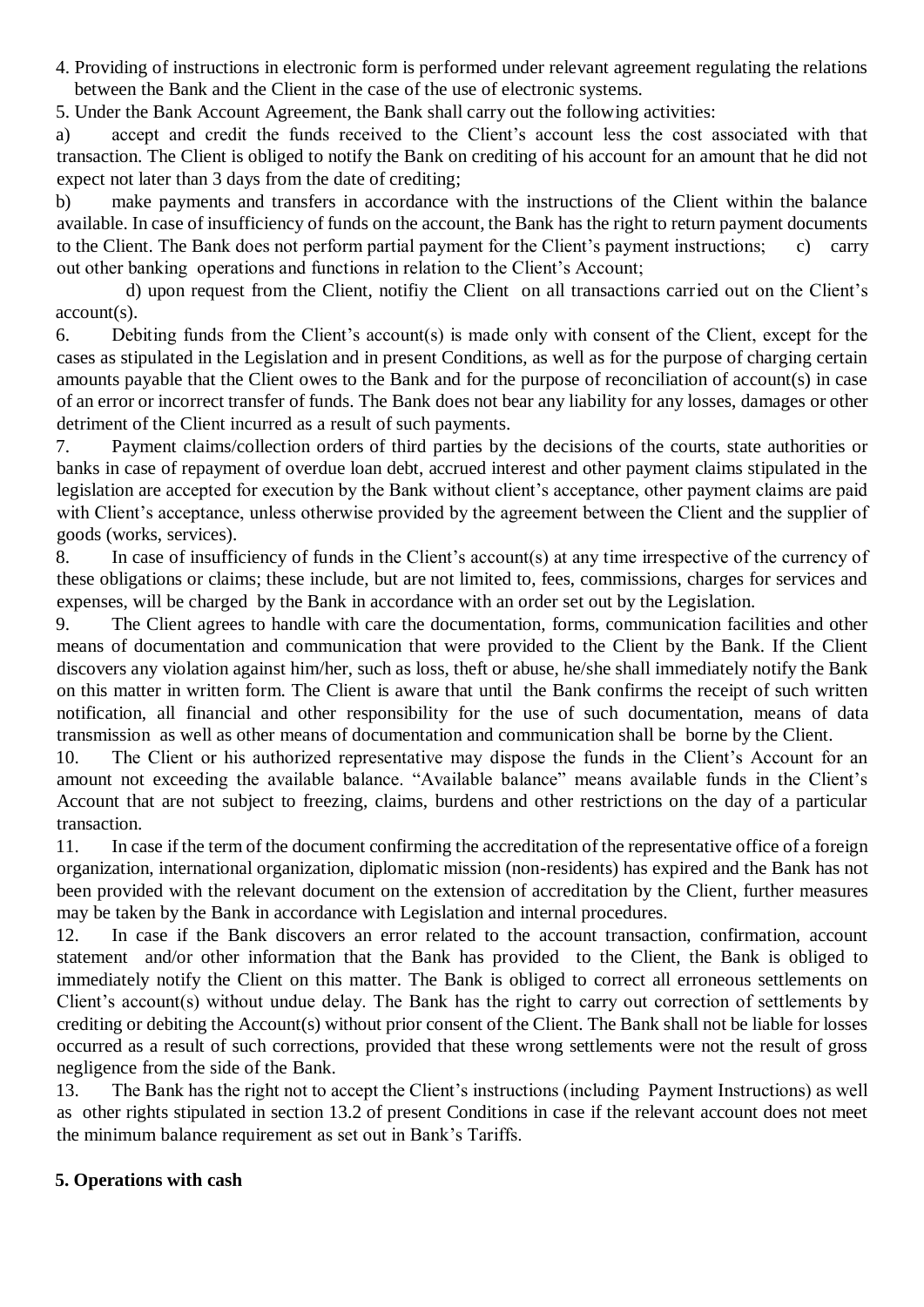4. Providing of instructions in electronic form is performed under relevant agreement regulating the relations between the Bank and the Client in the case of the use of electronic systems.

5. Under the Bank Account Agreement, the Bank shall carry out the following activities:

a) accept and credit the funds received to the Client's account less the cost associated with that transaction. The Client is obliged to notify the Bank on crediting of his account for an amount that he did not expect not later than 3 days from the date of crediting;

b) make payments and transfers in accordance with the instructions of the Client within the balance available. In case of insufficiency of funds on the account, the Bank has the right to return payment documents to the Client. The Bank does not perform partial payment for the Client's payment instructions; c) carry out other banking operations and functions in relation to the Client's Account;

d) upon request from the Client, notifiy the Client on all transactions carried out on the Client's account(s).

6. Debiting funds from the Client's account(s) is made only with consent of the Client, except for the cases as stipulated in the Legislation and in present Conditions, as well as for the purpose of charging certain amounts payable that the Client owes to the Bank and for the purpose of reconciliation of account(s) in case of an error or incorrect transfer of funds. The Bank does not bear any liability for any losses, damages or other detriment of the Client incurred as a result of such payments.

7. Payment claims/collection orders of third parties by the decisions of the courts, state authorities or banks in case of repayment of overdue loan debt, accrued interest and other payment claims stipulated in the legislation are accepted for execution by the Bank without client's acceptance, other payment claims are paid with Client's acceptance, unless otherwise provided by the agreement between the Client and the supplier of goods (works, services).

8. In case of insufficiency of funds in the Client's account(s) at any time irrespective of the currency of these obligations or claims; these include, but are not limited to, fees, commissions, charges for services and expenses, will be charged by the Bank in accordance with an order set out by the Legislation.

9. The Client agrees to handle with care the documentation, forms, communication facilities and other means of documentation and communication that were provided to the Client by the Bank. If the Client discovers any violation against him/her, such as loss, theft or abuse, he/she shall immediately notify the Bank on this matter in written form. The Client is aware that until the Bank confirms the receipt of such written notification, all financial and other responsibility for the use of such documentation, means of data transmission as well as other means of documentation and communication shall be borne by the Client.

10. The Client or his authorized representative may dispose the funds in the Client's Account for an amount not exceeding the available balance. "Available balance" means available funds in the Client's Account that are not subject to freezing, claims, burdens and other restrictions on the day of a particular transaction.

11. In case if the term of the document confirming the accreditation of the representative office of a foreign organization, international organization, diplomatic mission (non-residents) has expired and the Bank has not been provided with the relevant document on the extension of accreditation by the Client, further measures may be taken by the Bank in accordance with Legislation and internal procedures.

12. In case if the Bank discovers an error related to the account transaction, confirmation, account statement and/or other information that the Bank has provided to the Client, the Bank is obliged to immediately notify the Client on this matter. The Bank is obliged to correct all erroneous settlements on Client's account(s) without undue delay. The Bank has the right to carry out correction of settlements by crediting or debiting the Account(s) without prior consent of the Client. The Bank shall not be liable for losses occurred as a result of such corrections, provided that these wrong settlements were not the result of gross negligence from the side of the Bank.

13. The Bank has the right not to accept the Client's instructions (including Payment Instructions) as well as other rights stipulated in section 13.2 of present Conditions in case if the relevant account does not meet the minimum balance requirement as set out in Bank's Tariffs.

## 5. Operations with cash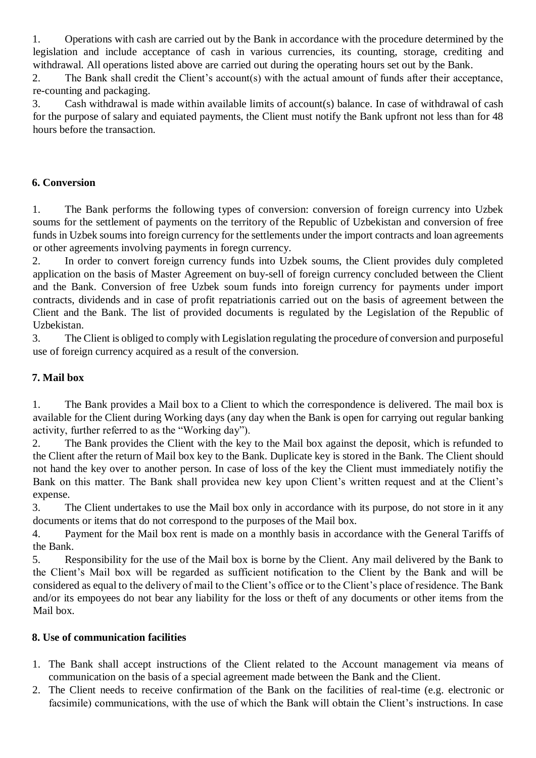1. Operations with cash are carried out by the Bank in accordance with the procedure determined by the legislation and include acceptance of cash in various currencies, its counting, storage, crediting and withdrawal. All operations listed above are carried out during the operating hours set out by the Bank.
2. The Bank shall credit the Client's account(s) with the actual amount of funds after their acceptance, re-counting and packaging.
3. Cash withdrawal is made within available limits of account(s) balance. In case of withdrawal of cash for the purpose of salary and equiated payments, the Client must notify the Bank upfront not less than for 48 hours before the transaction.

### 6. Conversion

1. The Bank performs the following types of conversion: conversion of foreign currency into Uzbek soums for the settlement of payments on the territory of the Republic of Uzbekistan and conversion of free funds in Uzbek soums into foreign currency for the settlements under the import contracts and loan agreements or other agreements involving payments in foregn currency.
2. In order to convert foreign currency funds into Uzbek soums, the Client provides duly completed application on the basis of Master Agreement on buy-sell of foreign currency concluded between the Client and the Bank. Conversion of free Uzbek soum funds into foreign currency for payments under import contracts, dividends and in case of profit repatriationis carried out on the basis of agreement between the Client and the Bank. The list of provided documents is regulated by the Legislation of the Republic of Uzbekistan.
3. The Client is obliged to comply with Legislation regulating the procedure of conversion and purposeful use of foreign currency acquired as a result of the conversion.

### 7. Mail box

1. The Bank provides a Mail box to a Client to which the correspondence is delivered. The mail box is available for the Client during Working days (any day when the Bank is open for carrying out regular banking activity, further referred to as the "Working day").
2. The Bank provides the Client with the key to the Mail box against the deposit, which is refunded to the Client after the return of Mail box key to the Bank. Duplicate key is stored in the Bank. The Client should not hand the key over to another person. In case of loss of the key the Client must immediately notifiy the Bank on this matter. The Bank shall providea new key upon Client's written request and at the Client's expense.
3. The Client undertakes to use the Mail box only in accordance with its purpose, do not store in it any documents or items that do not correspond to the purposes of the Mail box.
4. Payment for the Mail box rent is made on a monthly basis in accordance with the General Tariffs of the Bank.
5. Responsibility for the use of the Mail box is borne by the Client. Any mail delivered by the Bank to the Client's Mail box will be regarded as sufficient notification to the Client by the Bank and will be considered as equal to the delivery of mail to the Client's office or to the Client's place of residence. The Bank and/or its empoyees do not bear any liability for the loss or theft of any documents or other items from the Mail box.

### 8. Use of communication facilities

1. The Bank shall accept instructions of the Client related to the Account management via means of communication on the basis of a special agreement made between the Bank and the Client.
2. The Client needs to receive confirmation of the Bank on the facilities of real-time (e.g. electronic or facsimile) communications, with the use of which the Bank will obtain the Client's instructions. In case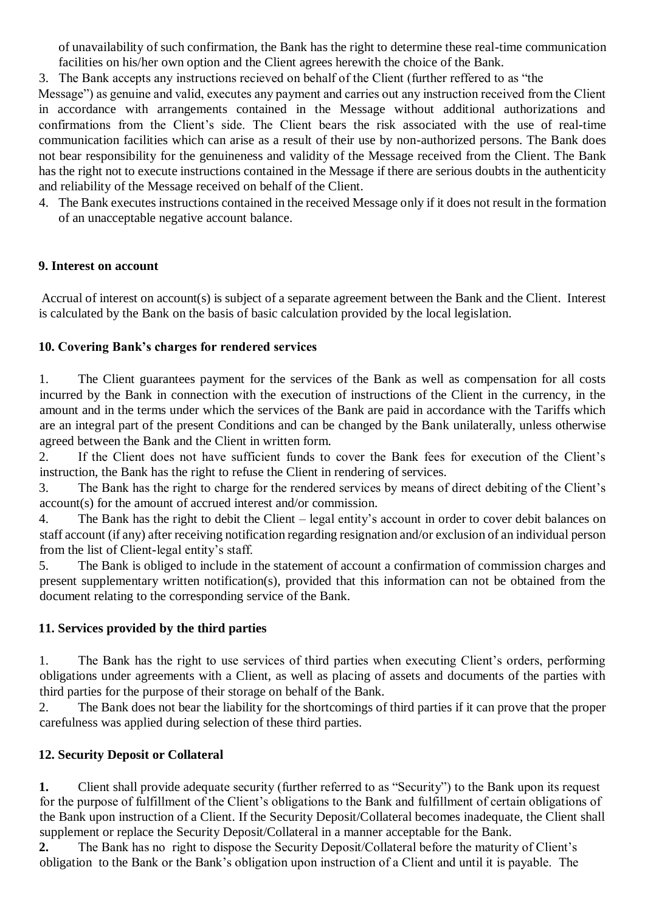of unavailability of such confirmation, the Bank has the right to determine these real-time communication facilities on his/her own option and the Client agrees herewith the choice of the Bank.

3. The Bank accepts any instructions recieved on behalf of the Client (further reffered to as "the Message") as genuine and valid, executes any payment and carries out any instruction received from the Client in accordance with arrangements contained in the Message without additional authorizations and confirmations from the Client's side. The Client bears the risk associated with the use of real-time communication facilities which can arise as a result of their use by non-authorized persons. The Bank does not bear responsibility for the genuineness and validity of the Message received from the Client. The Bank has the right not to execute instructions contained in the Message if there are serious doubts in the authenticity and reliability of the Message received on behalf of the Client.
4. The Bank executes instructions contained in the received Message only if it does not result in the formation of an unacceptable negative account balance.

### 9. Interest on account

Accrual of interest on account(s) is subject of a separate agreement between the Bank and the Client. Interest is calculated by the Bank on the basis of basic calculation provided by the local legislation.

### 10. Covering Bank's charges for rendered services

1. The Client guarantees payment for the services of the Bank as well as compensation for all costs incurred by the Bank in connection with the execution of instructions of the Client in the currency, in the amount and in the terms under which the services of the Bank are paid in accordance with the Tariffs which are an integral part of the present Conditions and can be changed by the Bank unilaterally, unless otherwise agreed between the Bank and the Client in written form.
2. If the Client does not have sufficient funds to cover the Bank fees for execution of the Client's instruction, the Bank has the right to refuse the Client in rendering of services.
3. The Bank has the right to charge for the rendered services by means of direct debiting of the Client's account(s) for the amount of accrued interest and/or commission.
4. The Bank has the right to debit the Client – legal entity's account in order to cover debit balances on staff account (if any) after receiving notification regarding resignation and/or exclusion of an individual person from the list of Client-legal entity's staff.
5. The Bank is obliged to include in the statement of account a confirmation of commission charges and present supplementary written notification(s), provided that this information can not be obtained from the document relating to the corresponding service of the Bank.

### 11. Services provided by the third parties

1. The Bank has the right to use services of third parties when executing Client's orders, performing obligations under agreements with a Client, as well as placing of assets and documents of the parties with third parties for the purpose of their storage on behalf of the Bank.
2. The Bank does not bear the liability for the shortcomings of third parties if it can prove that the proper carefulness was applied during selection of these third parties.

### 12. Security Deposit or Collateral

**1.** Client shall provide adequate security (further referred to as "Security") to the Bank upon its request for the purpose of fulfillment of the Client's obligations to the Bank and fulfillment of certain obligations of the Bank upon instruction of a Client. If the Security Deposit/Collateral becomes inadequate, the Client shall supplement or replace the Security Deposit/Collateral in a manner acceptable for the Bank.

**2.** The Bank has no right to dispose the Security Deposit/Collateral before the maturity of Client's obligation to the Bank or the Bank's obligation upon instruction of a Client and until it is payable. The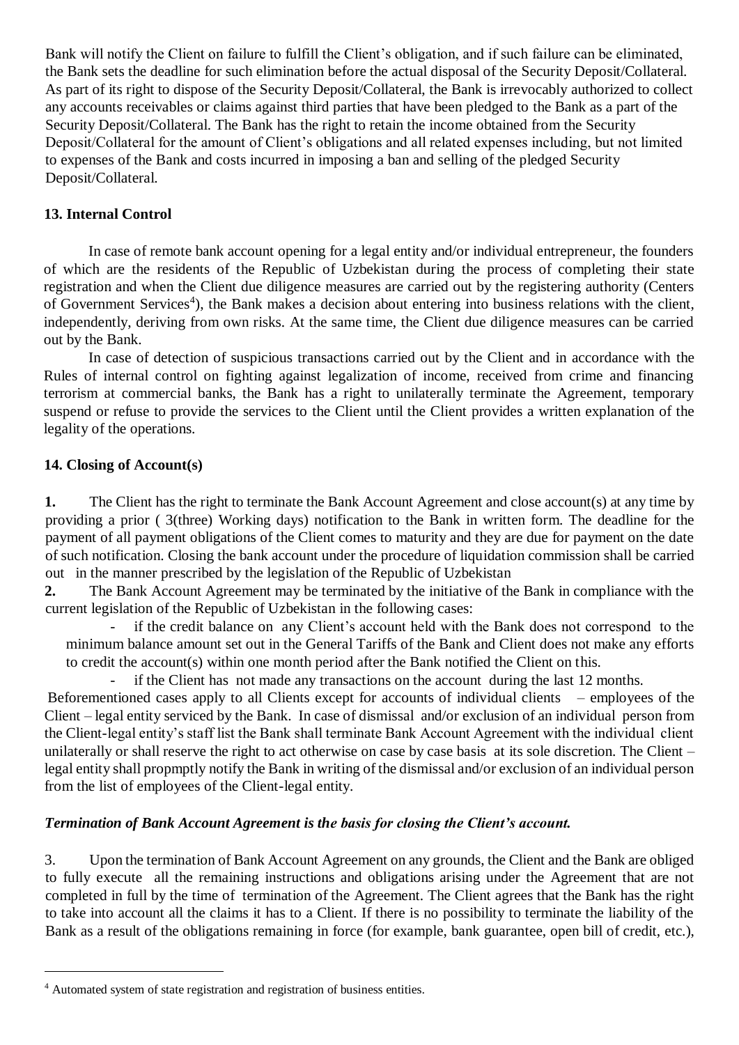Bank will notify the Client on failure to fulfill the Client's obligation, and if such failure can be eliminated, the Bank sets the deadline for such elimination before the actual disposal of the Security Deposit/Collateral. As part of its right to dispose of the Security Deposit/Collateral, the Bank is irrevocably authorized to collect any accounts receivables or claims against third parties that have been pledged to the Bank as a part of the Security Deposit/Collateral. The Bank has the right to retain the income obtained from the Security Deposit/Collateral for the amount of Client's obligations and all related expenses including, but not limited to expenses of the Bank and costs incurred in imposing a ban and selling of the pledged Security Deposit/Collateral.

## 13. Internal Control

In case of remote bank account opening for a legal entity and/or individual entrepreneur, the founders of which are the residents of the Republic of Uzbekistan during the process of completing their state registration and when the Client due diligence measures are carried out by the registering authority (Centers of Government Services[4]), the Bank makes a decision about entering into business relations with the client, independently, deriving from own risks. At the same time, the Client due diligence measures can be carried out by the Bank.

In case of detection of suspicious transactions carried out by the Client and in accordance with the Rules of internal control on fighting against legalization of income, received from crime and financing terrorism at commercial banks, the Bank has a right to unilaterally terminate the Agreement, temporary suspend or refuse to provide the services to the Client until the Client provides a written explanation of the legality of the operations.

## 14. Closing of Account(s)

**1.** The Client has the right to terminate the Bank Account Agreement and close account(s) at any time by providing a prior ( 3(three) Working days) notification to the Bank in written form. The deadline for the payment of all payment obligations of the Client comes to maturity and they are due for payment on the date of such notification. Closing the bank account under the procedure of liquidation commission shall be carried out in the manner prescribed by the legislation of the Republic of Uzbekistan

**2.** The Bank Account Agreement may be terminated by the initiative of the Bank in compliance with the current legislation of the Republic of Uzbekistan in the following cases:

- if the credit balance on any Client's account held with the Bank does not correspond to the minimum balance amount set out in the General Tariffs of the Bank and Client does not make any efforts to credit the account(s) within one month period after the Bank notified the Client on this.
- if the Client has not made any transactions on the account during the last 12 months.

Beforementioned cases apply to all Clients except for accounts of individual clients – employees of the Client – legal entity serviced by the Bank. In case of dismissal and/or exclusion of an individual person from the Client-legal entity's staff list the Bank shall terminate Bank Account Agreement with the individual client unilaterally or shall reserve the right to act otherwise on case by case basis at its sole discretion. The Client – legal entity shall propmptly notify the Bank in writing of the dismissal and/or exclusion of an individual person from the list of employees of the Client-legal entity.

***Termination of Bank Account Agreement is the basis for closing the Client's account.***

3. Upon the termination of Bank Account Agreement on any grounds, the Client and the Bank are obliged to fully execute all the remaining instructions and obligations arising under the Agreement that are not completed in full by the time of termination of the Agreement. The Client agrees that the Bank has the right to take into account all the claims it has to a Client. If there is no possibility to terminate the liability of the Bank as a result of the obligations remaining in force (for example, bank guarantee, open bill of credit, etc.),

[4] Automated system of state registration and registration of business entities.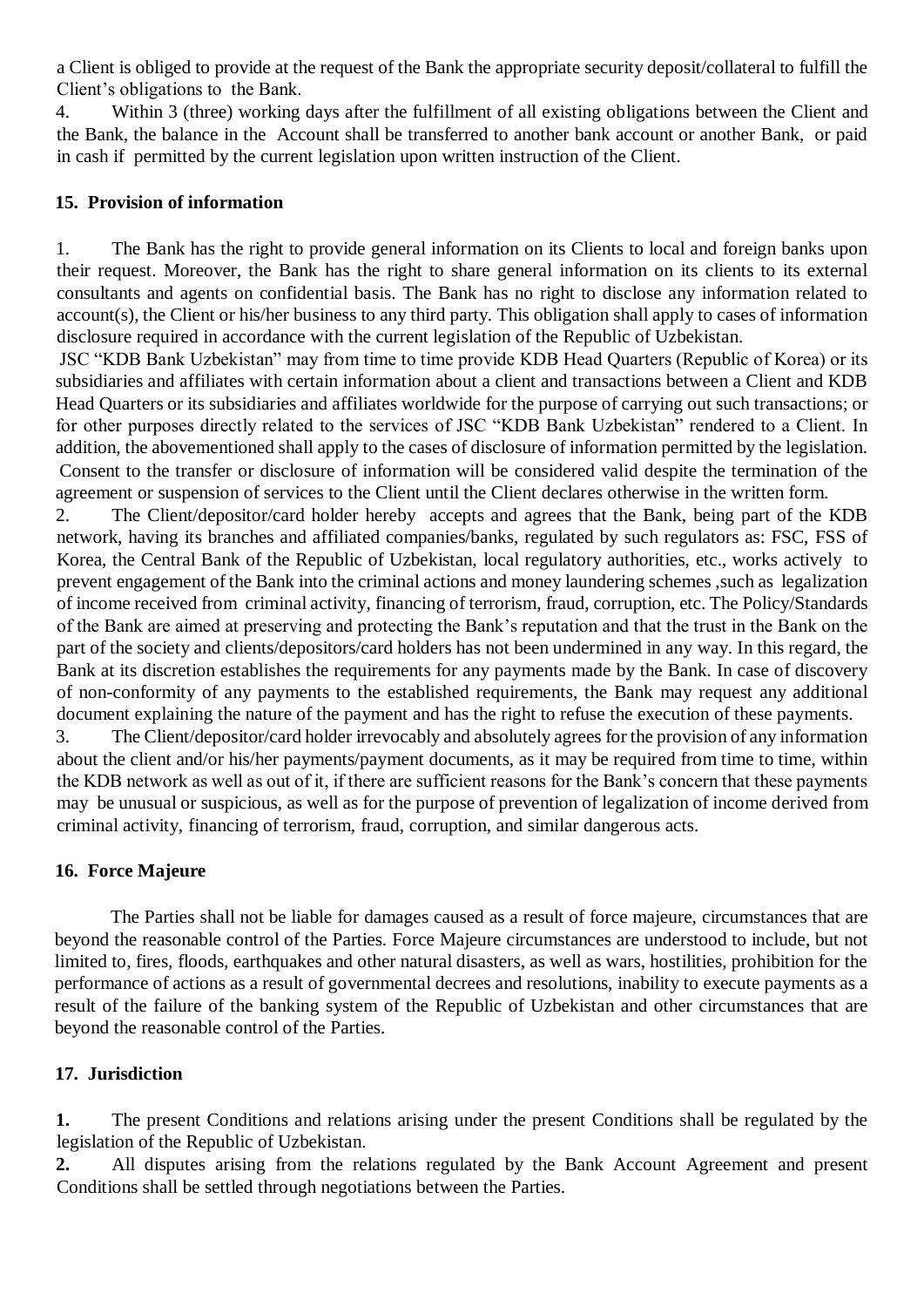a Client is obliged to provide at the request of the Bank the appropriate security deposit/collateral to fulfill the Client's obligations to the Bank.

4. Within 3 (three) working days after the fulfillment of all existing obligations between the Client and the Bank, the balance in the Account shall be transferred to another bank account or another Bank, or paid in cash if permitted by the current legislation upon written instruction of the Client.

## 15. Provision of information

1. The Bank has the right to provide general information on its Clients to local and foreign banks upon their request. Moreover, the Bank has the right to share general information on its clients to its external consultants and agents on confidential basis. The Bank has no right to disclose any information related to account(s), the Client or his/her business to any third party. This obligation shall apply to cases of information disclosure required in accordance with the current legislation of the Republic of Uzbekistan.

JSC "KDB Bank Uzbekistan" may from time to time provide KDB Head Quarters (Republic of Korea) or its subsidiaries and affiliates with certain information about a client and transactions between a Client and KDB Head Quarters or its subsidiaries and affiliates worldwide for the purpose of carrying out such transactions; or for other purposes directly related to the services of JSC "KDB Bank Uzbekistan" rendered to a Client. In addition, the abovementioned shall apply to the cases of disclosure of information permitted by the legislation.

Consent to the transfer or disclosure of information will be considered valid despite the termination of the agreement or suspension of services to the Client until the Client declares otherwise in the written form.

2. The Client/depositor/card holder hereby accepts and agrees that the Bank, being part of the KDB network, having its branches and affiliated companies/banks, regulated by such regulators as: FSC, FSS of Korea, the Central Bank of the Republic of Uzbekistan, local regulatory authorities, etc., works actively to prevent engagement of the Bank into the criminal actions and money laundering schemes ,such as legalization of income received from criminal activity, financing of terrorism, fraud, corruption, etc. The Policy/Standards of the Bank are aimed at preserving and protecting the Bank's reputation and that the trust in the Bank on the part of the society and clients/depositors/card holders has not been undermined in any way. In this regard, the Bank at its discretion establishes the requirements for any payments made by the Bank. In case of discovery of non-conformity of any payments to the established requirements, the Bank may request any additional document explaining the nature of the payment and has the right to refuse the execution of these payments.

3. The Client/depositor/card holder irrevocably and absolutely agrees for the provision of any information about the client and/or his/her payments/payment documents, as it may be required from time to time, within the KDB network as well as out of it, if there are sufficient reasons for the Bank's concern that these payments may be unusual or suspicious, as well as for the purpose of prevention of legalization of income derived from criminal activity, financing of terrorism, fraud, corruption, and similar dangerous acts.

## 16. Force Majeure

The Parties shall not be liable for damages caused as a result of force majeure, circumstances that are beyond the reasonable control of the Parties. Force Majeure circumstances are understood to include, but not limited to, fires, floods, earthquakes and other natural disasters, as well as wars, hostilities, prohibition for the performance of actions as a result of governmental decrees and resolutions, inability to execute payments as a result of the failure of the banking system of the Republic of Uzbekistan and other circumstances that are beyond the reasonable control of the Parties.

## 17. Jurisdiction

**1.** The present Conditions and relations arising under the present Conditions shall be regulated by the legislation of the Republic of Uzbekistan.

**2.** All disputes arising from the relations regulated by the Bank Account Agreement and present Conditions shall be settled through negotiations between the Parties.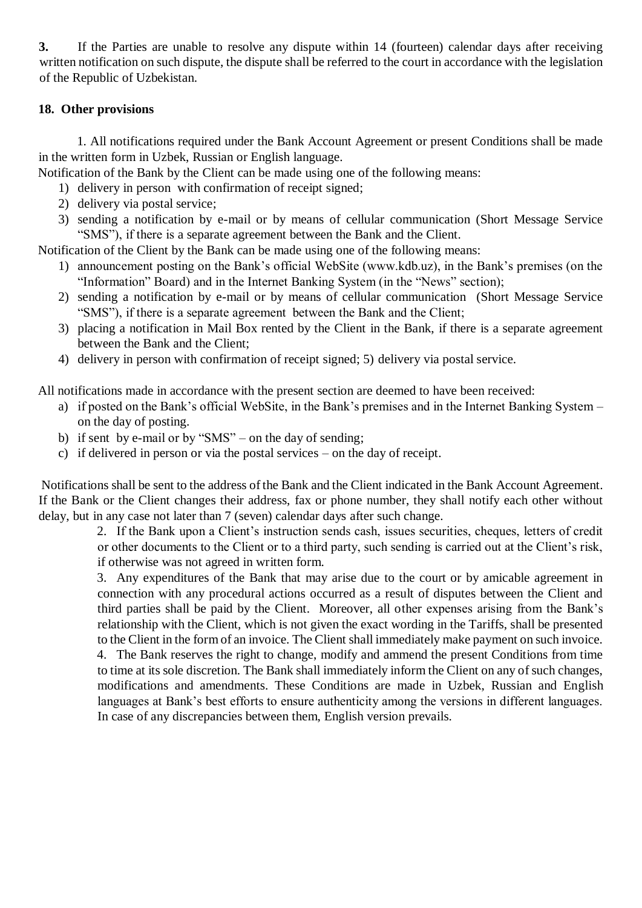**3.** If the Parties are unable to resolve any dispute within 14 (fourteen) calendar days after receiving written notification on such dispute, the dispute shall be referred to the court in accordance with the legislation of the Republic of Uzbekistan.

## 18. Other provisions

1. All notifications required under the Bank Account Agreement or present Conditions shall be made in the written form in Uzbek, Russian or English language.

Notification of the Bank by the Client can be made using one of the following means:

1) delivery in person with confirmation of receipt signed;
2) delivery via postal service;
3) sending a notification by e-mail or by means of cellular communication (Short Message Service "SMS"), if there is a separate agreement between the Bank and the Client.

Notification of the Client by the Bank can be made using one of the following means:

1) announcement posting on the Bank's official WebSite (www.kdb.uz), in the Bank's premises (on the "Information" Board) and in the Internet Banking System (in the "News" section);
2) sending a notification by e-mail or by means of cellular communication (Short Message Service "SMS"), if there is a separate agreement between the Bank and the Client;
3) placing a notification in Mail Box rented by the Client in the Bank, if there is a separate agreement between the Bank and the Client;
4) delivery in person with confirmation of receipt signed; 5) delivery via postal service.

All notifications made in accordance with the present section are deemed to have been received:

a) if posted on the Bank's official WebSite, in the Bank's premises and in the Internet Banking System – on the day of posting.
b) if sent by e-mail or by "SMS" – on the day of sending;
c) if delivered in person or via the postal services – on the day of receipt.

Notifications shall be sent to the address of the Bank and the Client indicated in the Bank Account Agreement. If the Bank or the Client changes their address, fax or phone number, they shall notify each other without delay, but in any case not later than 7 (seven) calendar days after such change.

2. If the Bank upon a Client's instruction sends cash, issues securities, cheques, letters of credit or other documents to the Client or to a third party, such sending is carried out at the Client's risk, if otherwise was not agreed in written form.

3. Any expenditures of the Bank that may arise due to the court or by amicable agreement in connection with any procedural actions occurred as a result of disputes between the Client and third parties shall be paid by the Client. Moreover, all other expenses arising from the Bank's relationship with the Client, which is not given the exact wording in the Tariffs, shall be presented to the Client in the form of an invoice. The Client shall immediately make payment on such invoice.

4. The Bank reserves the right to change, modify and ammend the present Conditions from time to time at its sole discretion. The Bank shall immediately inform the Client on any of such changes, modifications and amendments. These Conditions are made in Uzbek, Russian and English languages at Bank's best efforts to ensure authenticity among the versions in different languages. In case of any discrepancies between them, English version prevails.